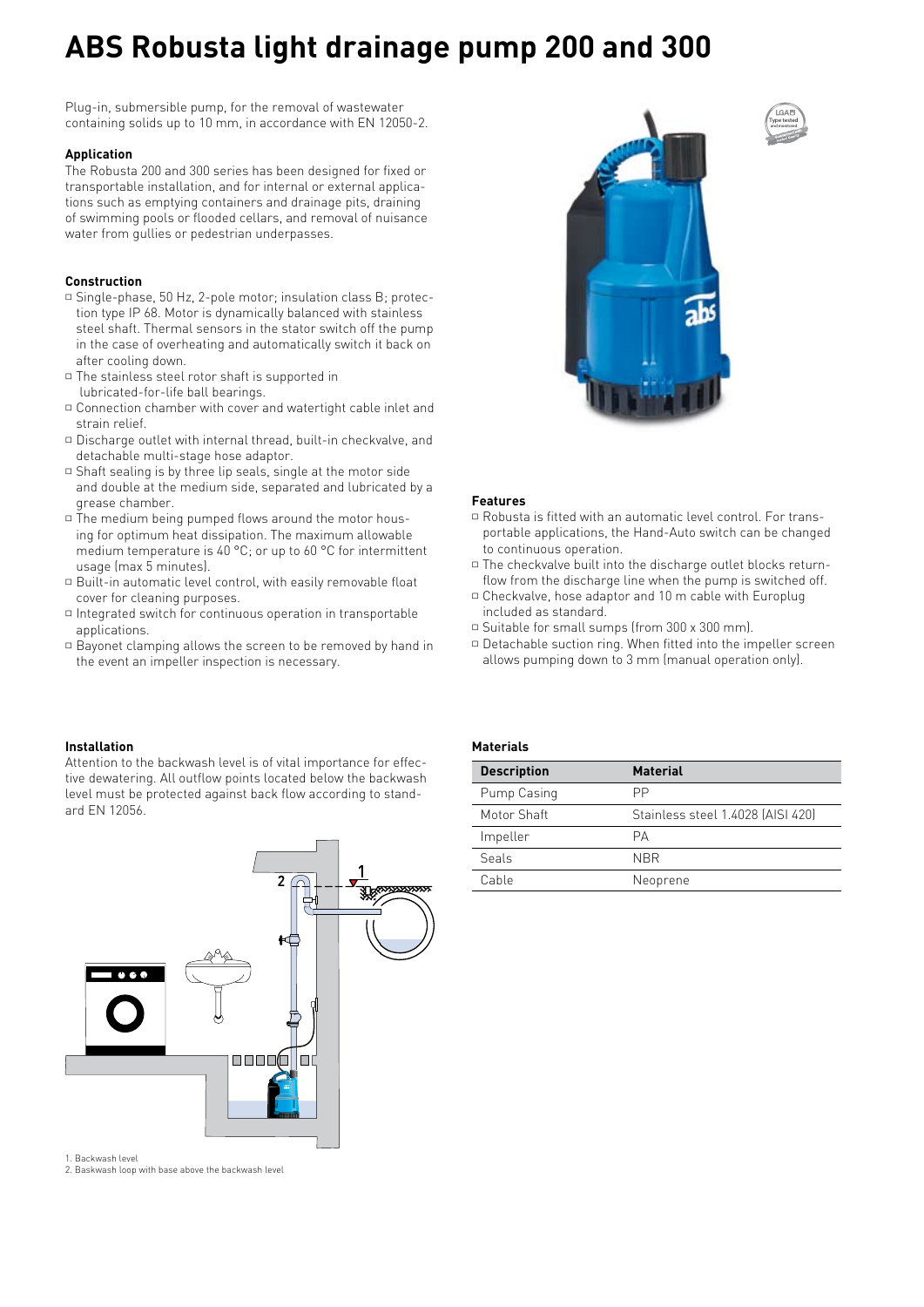# ABS Robusta light drainage pump 200 and 300

Plug-in, submersible pump, for the removal of wastewater containing solids up to 10 mm, in accordance with EN 12050-2.

### Application

The Robusta 200 and 300 series has been designed for fixed or transportable installation, and for internal or external applications such as emptying containers and drainage pits, draining of swimming pools or flooded cellars, and removal of nuisance water from gullies or pedestrian underpasses.

### Construction

- Single-phase, 50 Hz, 2-pole motor; insulation class B; protection type IP 68. Motor is dynamically balanced with stainless steel shaft. Thermal sensors in the stator switch off the pump in the case of overheating and automatically switch it back on after cooling down.
- The stainless steel rotor shaft is supported in lubricated-for-life ball bearings.
- Connection chamber with cover and watertight cable inlet and strain relief.
- Discharge outlet with internal thread, built-in checkvalve, and detachable multi-stage hose adaptor.
- Shaft sealing is by three lip seals, single at the motor side and double at the medium side, separated and lubricated by a grease chamber.
- The medium being pumped flows around the motor housing for optimum heat dissipation. The maximum allowable medium temperature is 40 °C; or up to 60 °C for intermittent usage (max 5 minutes).
- Built-in automatic level control, with easily removable float cover for cleaning purposes.
- Integrated switch for continuous operation in transportable applications.
- Bayonet clamping allows the screen to be removed by hand in the event an impeller inspection is necessary.

### Features

- Robusta is fitted with an automatic level control. For transportable applications, the Hand-Auto switch can be changed to continuous operation.
- The checkvalve built into the discharge outlet blocks return-flow from the discharge line when the pump is switched off.
- Checkvalve, hose adaptor and 10 m cable with Europlug included as standard.
- Suitable for small sumps (from 300 x 300 mm).
- Detachable suction ring. When fitted into the impeller screen allows pumping down to 3 mm (manual operation only).

### Installation

Attention to the backwash level is of vital importance for effective dewatering. All outflow points located below the backwash level must be protected against back flow according to standard EN 12056.

1. Backwash level
2. Baskwash loop with base above the backwash level

### Materials

| Description | Material |
| --- | --- |
| Pump Casing | PP |
| Motor Shaft | Stainless steel 1.4028 (AISI 420) |
| Impeller | PA |
| Seals | NBR |
| Cable | Neoprene |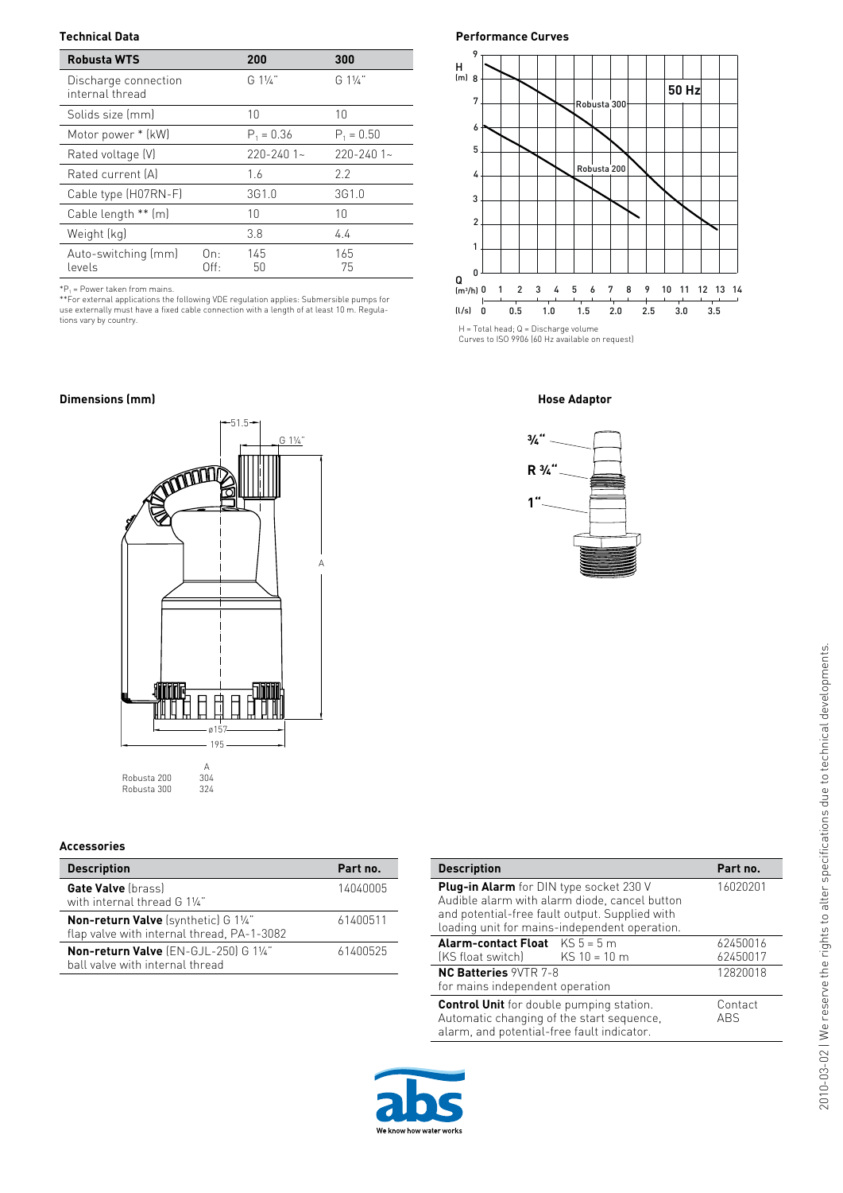## Technical Data

| Robusta WTS | | 200 | 300 |
|---|---|---|---|
| Discharge connection internal thread | | G 1¼" | G 1¼" |
| Solids size (mm) | | 10 | 10 |
| Motor power * (kW) | | $P_1$ = 0.36 | $P_1$ = 0.50 |
| Rated voltage (V) | | 220-240 1~ | 220-240 1~ |
| Rated current (A) | | 1.6 | 2.2 |
| Cable type (H07RN-F) | | 3G1.0 | 3G1.0 |
| Cable length ** (m) | | 10 | 10 |
| Weight (kg) | | 3.8 | 4.4 |
| Auto-switching (mm) levels | On: | 145 | 165 |
| | Off: | 50 | 75 |

*$P_1$ = Power taken from mains.
**For external applications the following VDE regulation applies: Submersible pumps for use externally must have a fixed cable connection with a length of at least 10 m. Regulations vary by country.

## Performance Curves

H (m)
9
8
7
6
5
4
3
2
1
0
50 Hz
Robusta 300
Robusta 200
Q (m³/h) 0 1 2 3 4 5 6 7 8 9 10 11 12 13 14
(l/s) 0 0.5 1.0 1.5 2.0 2.5 3.0 3.5

H = Total head; Q = Discharge volume
Curves to ISO 9906 (60 Hz available on request)

## Dimensions (mm)

51.5
G 1¼"
A
ø157
195

| | A |
|---|---|
| Robusta 200 | 304 |
| Robusta 300 | 324 |

## Hose Adaptor

¾"
R ¾"
1"

## Accessories

| Description | Part no. |
|---|---|
| **Gate Valve** (brass) with internal thread G 1¼" | 14040005 |
| **Non-return Valve** (synthetic) G 1¼" flap valve with internal thread, PA-1-3082 | 61400511 |
| **Non-return Valve** (EN-GJL-250) G 1¼" ball valve with internal thread | 61400525 |

| Description | Part no. |
|---|---|
| **Plug-in Alarm** for DIN type socket 230 V Audible alarm with alarm diode, cancel button and potential-free fault output. Supplied with loading unit for mains-independent operation. | 16020201 |
| **Alarm-contact Float** (KS float switch) KS 5 = 5 m KS 10 = 10 m | 62450016 62450017 |
| **NC Batteries** 9VTR 7-8 for mains independent operation | 12820018 |
| **Control Unit** for double pumping station. Automatic changing of the start sequence, alarm, and potential-free fault indicator. | Contact ABS |

abs
We know how water works

2010-03-02 | We reserve the rights to alter specifications due to technical developments.